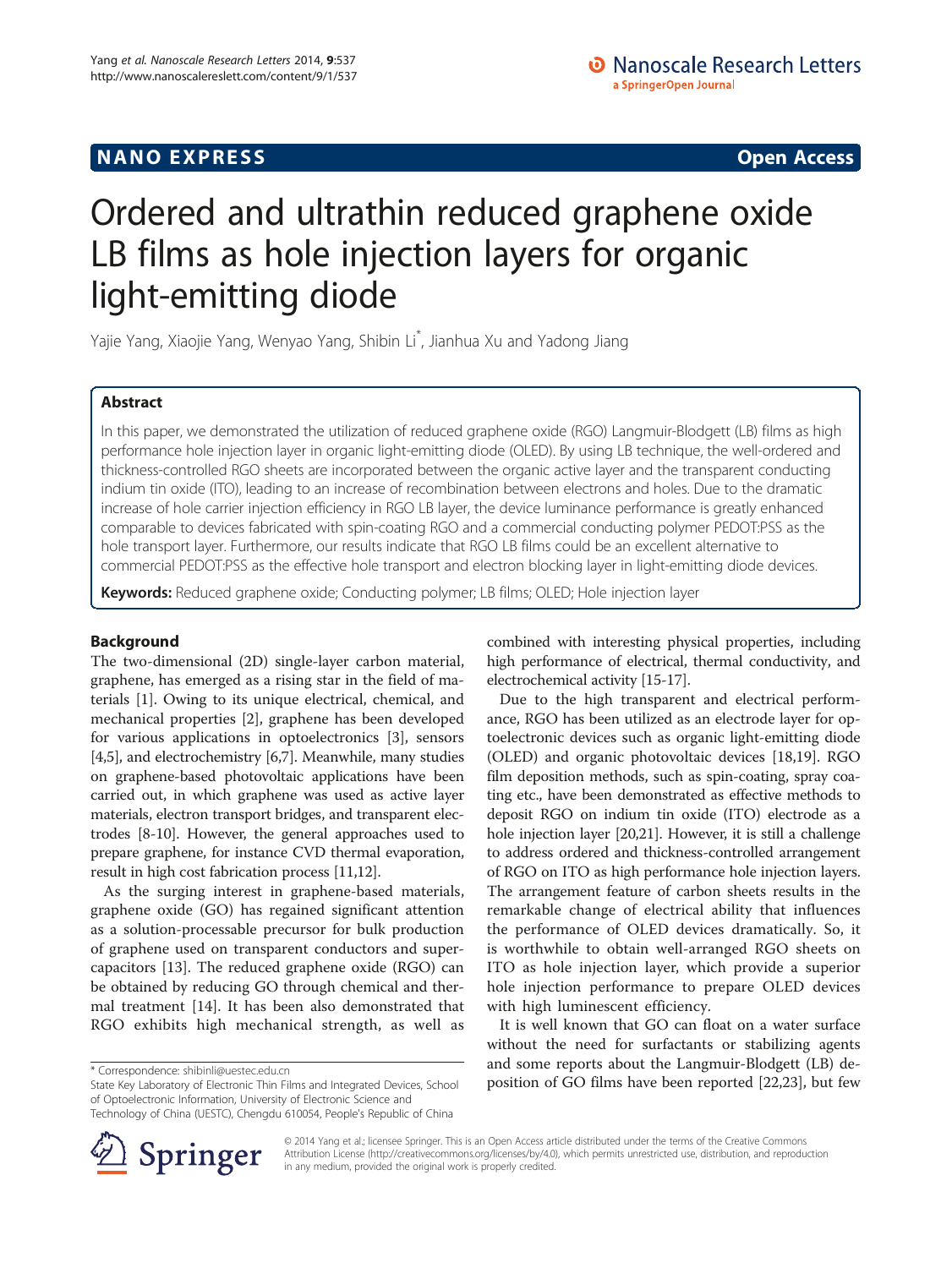NANO EXPRESS **Open Access**

# Ordered and ultrathin reduced graphene oxide LB films as hole injection layers for organic light-emitting diode

Yajie Yang, Xiaojie Yang, Wenyao Yang, Shibin Li*, Jianhua Xu and Yadong Jiang

## Abstract

In this paper, we demonstrated the utilization of reduced graphene oxide (RGO) Langmuir-Blodgett (LB) films as high performance hole injection layer in organic light-emitting diode (OLED). By using LB technique, the well-ordered and thickness-controlled RGO sheets are incorporated between the organic active layer and the transparent conducting indium tin oxide (ITO), leading to an increase of recombination between electrons and holes. Due to the dramatic increase of hole carrier injection efficiency in RGO LB layer, the device luminance performance is greatly enhanced comparable to devices fabricated with spin-coating RGO and a commercial conducting polymer PEDOT:PSS as the hole transport layer. Furthermore, our results indicate that RGO LB films could be an excellent alternative to commercial PEDOT:PSS as the effective hole transport and electron blocking layer in light-emitting diode devices.

**Keywords:** Reduced graphene oxide; Conducting polymer; LB films; OLED; Hole injection layer

## Background

The two-dimensional (2D) single-layer carbon material, graphene, has emerged as a rising star in the field of materials [1]. Owing to its unique electrical, chemical, and mechanical properties [2], graphene has been developed for various applications in optoelectronics [3], sensors [4,5], and electrochemistry [6,7]. Meanwhile, many studies on graphene-based photovoltaic applications have been carried out, in which graphene was used as active layer materials, electron transport bridges, and transparent electrodes [8-10]. However, the general approaches used to prepare graphene, for instance CVD thermal evaporation, result in high cost fabrication process [11,12].

As the surging interest in graphene-based materials, graphene oxide (GO) has regained significant attention as a solution-processable precursor for bulk production of graphene used on transparent conductors and supercapacitors [13]. The reduced graphene oxide (RGO) can be obtained by reducing GO through chemical and thermal treatment [14]. It has been also demonstrated that RGO exhibits high mechanical strength, as well as combined with interesting physical properties, including high performance of electrical, thermal conductivity, and electrochemical activity [15-17].

Due to the high transparent and electrical performance, RGO has been utilized as an electrode layer for optoelectronic devices such as organic light-emitting diode (OLED) and organic photovoltaic devices [18,19]. RGO film deposition methods, such as spin-coating, spray coating etc., have been demonstrated as effective methods to deposit RGO on indium tin oxide (ITO) electrode as a hole injection layer [20,21]. However, it is still a challenge to address ordered and thickness-controlled arrangement of RGO on ITO as high performance hole injection layers. The arrangement feature of carbon sheets results in the remarkable change of electrical ability that influences the performance of OLED devices dramatically. So, it is worthwhile to obtain well-arranged RGO sheets on ITO as hole injection layer, which provide a superior hole injection performance to prepare OLED devices with high luminescent efficiency.

It is well known that GO can float on a water surface without the need for surfactants or stabilizing agents and some reports about the Langmuir-Blodgett (LB) deposition of GO films have been reported [22,23], but few

* Correspondence: shibinli@uestec.edu.cn
State Key Laboratory of Electronic Thin Films and Integrated Devices, School of Optoelectronic Information, University of Electronic Science and Technology of China (UESTC), Chengdu 610054, People's Republic of China

© 2014 Yang et al.; licensee Springer. This is an Open Access article distributed under the terms of the Creative Commons Attribution License (http://creativecommons.org/licenses/by/4.0), which permits unrestricted use, distribution, and reproduction in any medium, provided the original work is properly credited.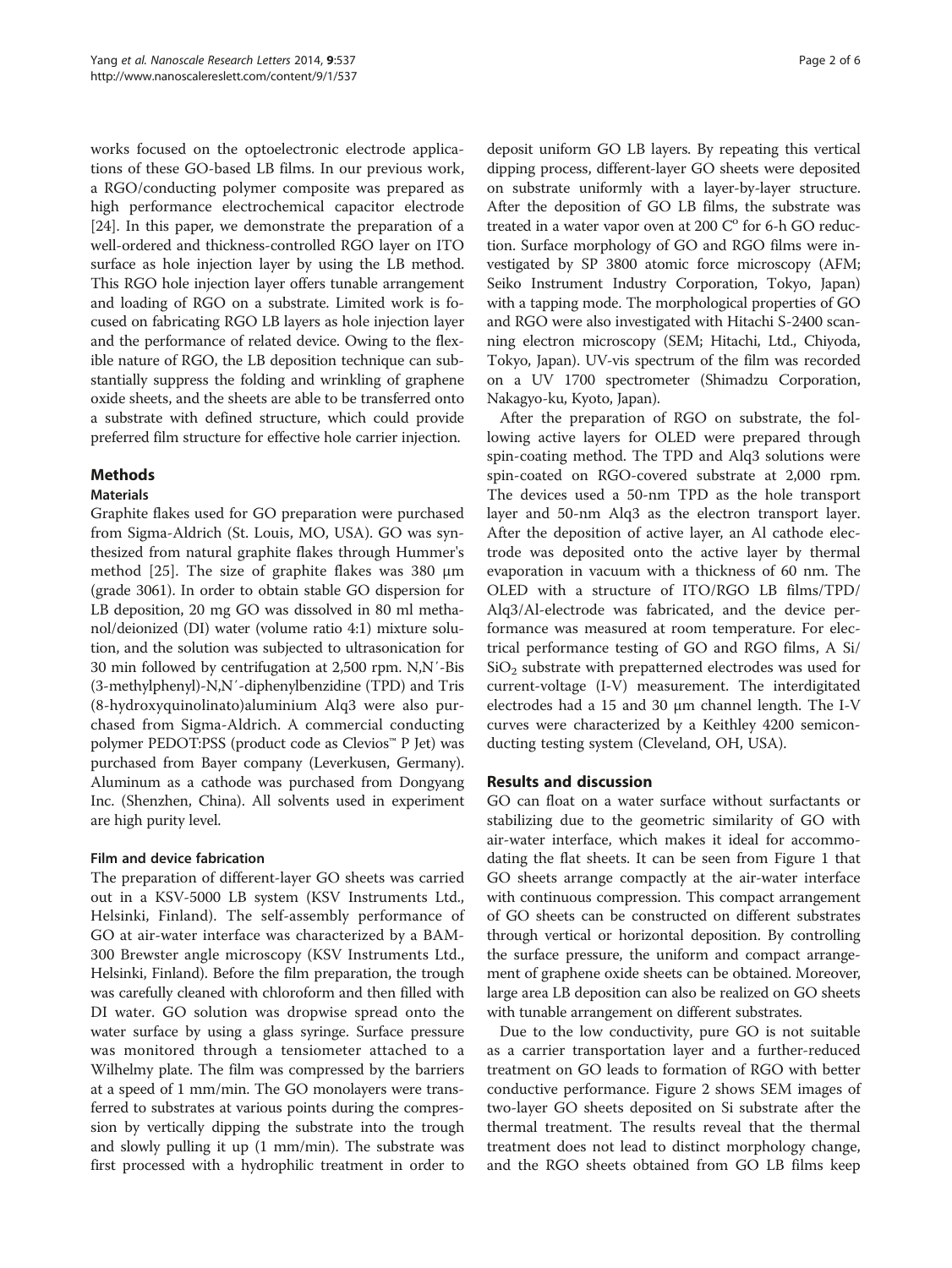works focused on the optoelectronic electrode applications of these GO-based LB films. In our previous work, a RGO/conducting polymer composite was prepared as high performance electrochemical capacitor electrode [24]. In this paper, we demonstrate the preparation of a well-ordered and thickness-controlled RGO layer on ITO surface as hole injection layer by using the LB method. This RGO hole injection layer offers tunable arrangement and loading of RGO on a substrate. Limited work is focused on fabricating RGO LB layers as hole injection layer and the performance of related device. Owing to the flexible nature of RGO, the LB deposition technique can substantially suppress the folding and wrinkling of graphene oxide sheets, and the sheets are able to be transferred onto a substrate with defined structure, which could provide preferred film structure for effective hole carrier injection.

## Methods

### Materials

Graphite flakes used for GO preparation were purchased from Sigma-Aldrich (St. Louis, MO, USA). GO was synthesized from natural graphite flakes through Hummer's method [25]. The size of graphite flakes was 380 μm (grade 3061). In order to obtain stable GO dispersion for LB deposition, 20 mg GO was dissolved in 80 ml methanol/deionized (DI) water (volume ratio 4:1) mixture solution, and the solution was subjected to ultrasonication for 30 min followed by centrifugation at 2,500 rpm. N,N′-Bis (3-methylphenyl)-N,N′-diphenylbenzidine (TPD) and Tris (8-hydroxyquinolinato)aluminium Alq3 were also purchased from Sigma-Aldrich. A commercial conducting polymer PEDOT:PSS (product code as Clevios™ P Jet) was purchased from Bayer company (Leverkusen, Germany). Aluminum as a cathode was purchased from Dongyang Inc. (Shenzhen, China). All solvents used in experiment are high purity level.

### Film and device fabrication

The preparation of different-layer GO sheets was carried out in a KSV-5000 LB system (KSV Instruments Ltd., Helsinki, Finland). The self-assembly performance of GO at air-water interface was characterized by a BAM-300 Brewster angle microscopy (KSV Instruments Ltd., Helsinki, Finland). Before the film preparation, the trough was carefully cleaned with chloroform and then filled with DI water. GO solution was dropwise spread onto the water surface by using a glass syringe. Surface pressure was monitored through a tensiometer attached to a Wilhelmy plate. The film was compressed by the barriers at a speed of 1 mm/min. The GO monolayers were transferred to substrates at various points during the compression by vertically dipping the substrate into the trough and slowly pulling it up (1 mm/min). The substrate was first processed with a hydrophilic treatment in order to deposit uniform GO LB layers. By repeating this vertical dipping process, different-layer GO sheets were deposited on substrate uniformly with a layer-by-layer structure. After the deposition of GO LB films, the substrate was treated in a water vapor oven at 200 C° for 6-h GO reduction. Surface morphology of GO and RGO films were investigated by SP 3800 atomic force microscopy (AFM; Seiko Instrument Industry Corporation, Tokyo, Japan) with a tapping mode. The morphological properties of GO and RGO were also investigated with Hitachi S-2400 scanning electron microscopy (SEM; Hitachi, Ltd., Chiyoda, Tokyo, Japan). UV-vis spectrum of the film was recorded on a UV 1700 spectrometer (Shimadzu Corporation, Nakagyo-ku, Kyoto, Japan).

After the preparation of RGO on substrate, the following active layers for OLED were prepared through spin-coating method. The TPD and Alq3 solutions were spin-coated on RGO-covered substrate at 2,000 rpm. The devices used a 50-nm TPD as the hole transport layer and 50-nm Alq3 as the electron transport layer. After the deposition of active layer, an Al cathode electrode was deposited onto the active layer by thermal evaporation in vacuum with a thickness of 60 nm. The OLED with a structure of ITO/RGO LB films/TPD/Alq3/Al-electrode was fabricated, and the device performance was measured at room temperature. For electrical performance testing of GO and RGO films, A Si/$SiO_2$ substrate with prepatterned electrodes was used for current-voltage (I-V) measurement. The interdigitated electrodes had a 15 and 30 μm channel length. The I-V curves were characterized by a Keithley 4200 semiconducting testing system (Cleveland, OH, USA).

## Results and discussion

GO can float on a water surface without surfactants or stabilizing due to the geometric similarity of GO with air-water interface, which makes it ideal for accommodating the flat sheets. It can be seen from Figure 1 that GO sheets arrange compactly at the air-water interface with continuous compression. This compact arrangement of GO sheets can be constructed on different substrates through vertical or horizontal deposition. By controlling the surface pressure, the uniform and compact arrangement of graphene oxide sheets can be obtained. Moreover, large area LB deposition can also be realized on GO sheets with tunable arrangement on different substrates.

Due to the low conductivity, pure GO is not suitable as a carrier transportation layer and a further-reduced treatment on GO leads to formation of RGO with better conductive performance. Figure 2 shows SEM images of two-layer GO sheets deposited on Si substrate after the thermal treatment. The results reveal that the thermal treatment does not lead to distinct morphology change, and the RGO sheets obtained from GO LB films keep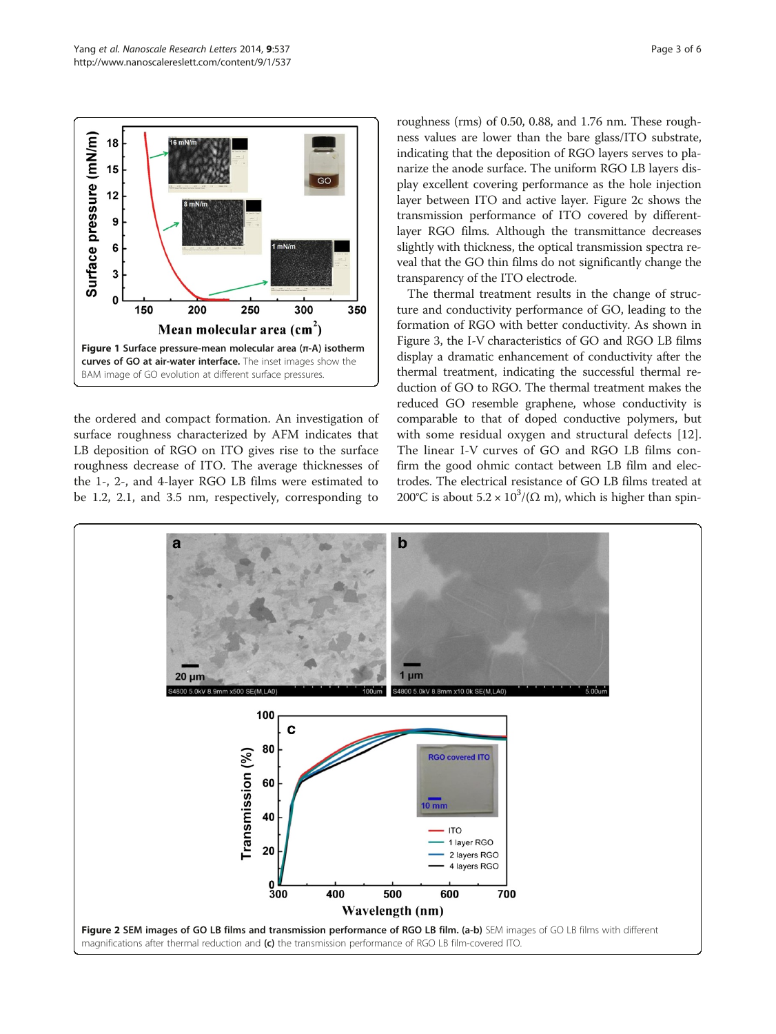Figure 1 Surface pressure-mean molecular area (π-A) isotherm curves of GO at air-water interface. The inset images show the BAM image of GO evolution at different surface pressures.

the ordered and compact formation. An investigation of surface roughness characterized by AFM indicates that LB deposition of RGO on ITO gives rise to the surface roughness decrease of ITO. The average thicknesses of the 1-, 2-, and 4-layer RGO LB films were estimated to be 1.2, 2.1, and 3.5 nm, respectively, corresponding to roughness (rms) of 0.50, 0.88, and 1.76 nm. These roughness values are lower than the bare glass/ITO substrate, indicating that the deposition of RGO layers serves to planarize the anode surface. The uniform RGO LB layers display excellent covering performance as the hole injection layer between ITO and active layer. Figure 2c shows the transmission performance of ITO covered by different-layer RGO films. Although the transmittance decreases slightly with thickness, the optical transmission spectra reveal that the GO thin films do not significantly change the transparency of the ITO electrode.

The thermal treatment results in the change of structure and conductivity performance of GO, leading to the formation of RGO with better conductivity. As shown in Figure 3, the I-V characteristics of GO and RGO LB films display a dramatic enhancement of conductivity after the thermal treatment, indicating the successful thermal reduction of GO to RGO. The thermal treatment makes the reduced GO resemble graphene, whose conductivity is comparable to that of doped conductive polymers, but with some residual oxygen and structural defects [12]. The linear I-V curves of GO and RGO LB films confirm the good ohmic contact between LB film and electrodes. The electrical resistance of GO LB films treated at 200°C is about $5.2 \times 10^3/(\Omega\ \text{m})$, which is higher than spin-

Figure 2 SEM images of GO LB films and transmission performance of RGO LB film. (a-b) SEM images of GO LB films with different magnifications after thermal reduction and (c) the transmission performance of RGO LB film-covered ITO.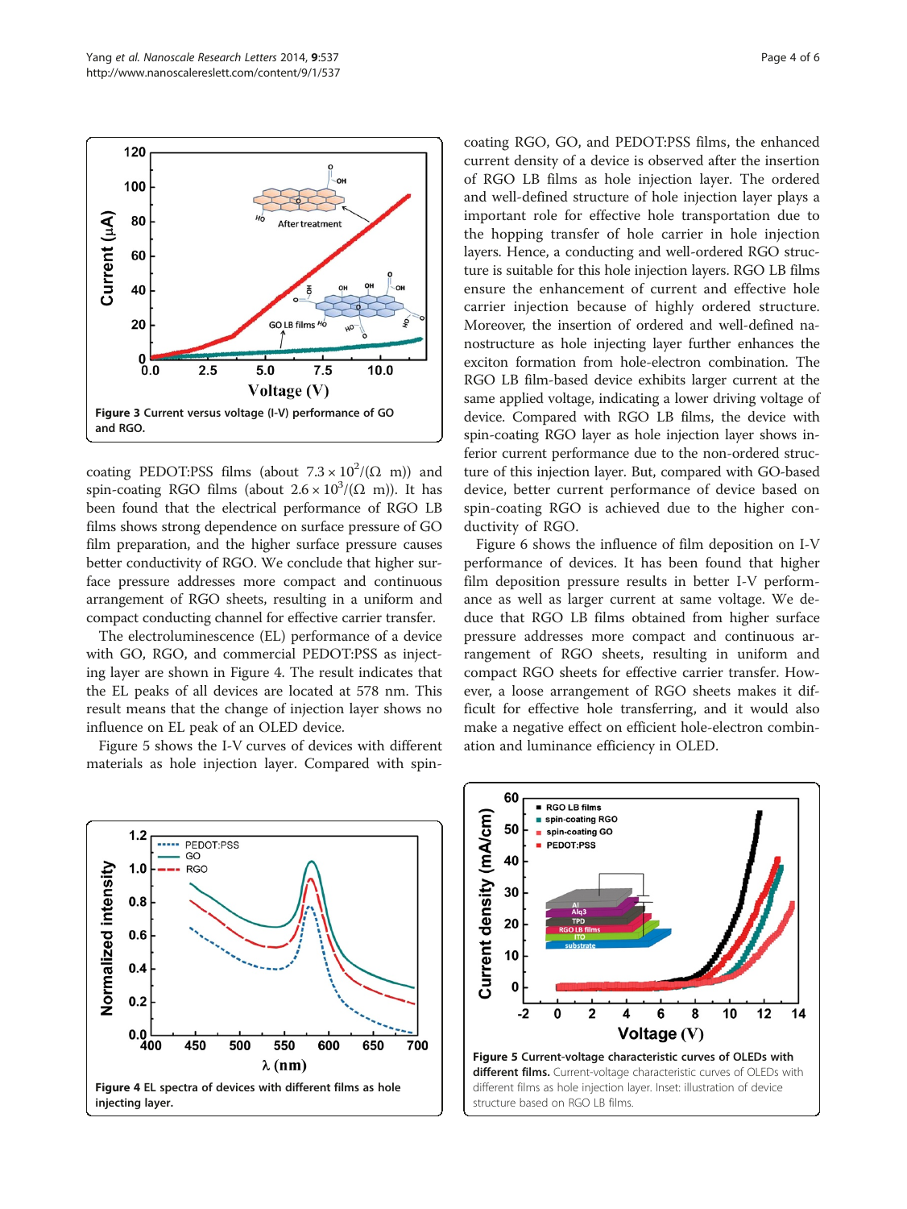Figure 3 Current versus voltage (I-V) performance of GO and RGO.

coating PEDOT:PSS films (about $7.3 \times 10^2/(\Omega\ \text{m})$) and spin-coating RGO films (about $2.6 \times 10^3/(\Omega\ \text{m})$). It has been found that the electrical performance of RGO LB films shows strong dependence on surface pressure of GO film preparation, and the higher surface pressure causes better conductivity of RGO. We conclude that higher surface pressure addresses more compact and continuous arrangement of RGO sheets, resulting in a uniform and compact conducting channel for effective carrier transfer.

The electroluminescence (EL) performance of a device with GO, RGO, and commercial PEDOT:PSS as injecting layer are shown in Figure 4. The result indicates that the EL peaks of all devices are located at 578 nm. This result means that the change of injection layer shows no influence on EL peak of an OLED device.

Figure 5 shows the I-V curves of devices with different materials as hole injection layer. Compared with spin-coating RGO, GO, and PEDOT:PSS films, the enhanced current density of a device is observed after the insertion of RGO LB films as hole injection layer. The ordered and well-defined structure of hole injection layer plays a important role for effective hole transportation due to the hopping transfer of hole carrier in hole injection layers. Hence, a conducting and well-ordered RGO structure is suitable for this hole injection layers. RGO LB films ensure the enhancement of current and effective hole carrier injection because of highly ordered structure. Moreover, the insertion of ordered and well-defined nanostructure as hole injecting layer further enhances the exciton formation from hole-electron combination. The RGO LB film-based device exhibits larger current at the same applied voltage, indicating a lower driving voltage of device. Compared with RGO LB films, the device with spin-coating RGO layer as hole injection layer shows inferior current performance due to the non-ordered structure of this injection layer. But, compared with GO-based device, better current performance of device based on spin-coating RGO is achieved due to the higher conductivity of RGO.

Figure 6 shows the influence of film deposition on I-V performance of devices. It has been found that higher film deposition pressure results in better I-V performance as well as larger current at same voltage. We deduce that RGO LB films obtained from higher surface pressure addresses more compact and continuous arrangement of RGO sheets, resulting in uniform and compact RGO sheets for effective carrier transfer. However, a loose arrangement of RGO sheets makes it difficult for effective hole transferring, and it would also make a negative effect on efficient hole-electron combination and luminance efficiency in OLED.

Figure 4 EL spectra of devices with different films as hole injecting layer.

**Figure 5 Current-voltage characteristic curves of OLEDs with different films.** Current-voltage characteristic curves of OLEDs with different films as hole injection layer. Inset: illustration of device structure based on RGO LB films.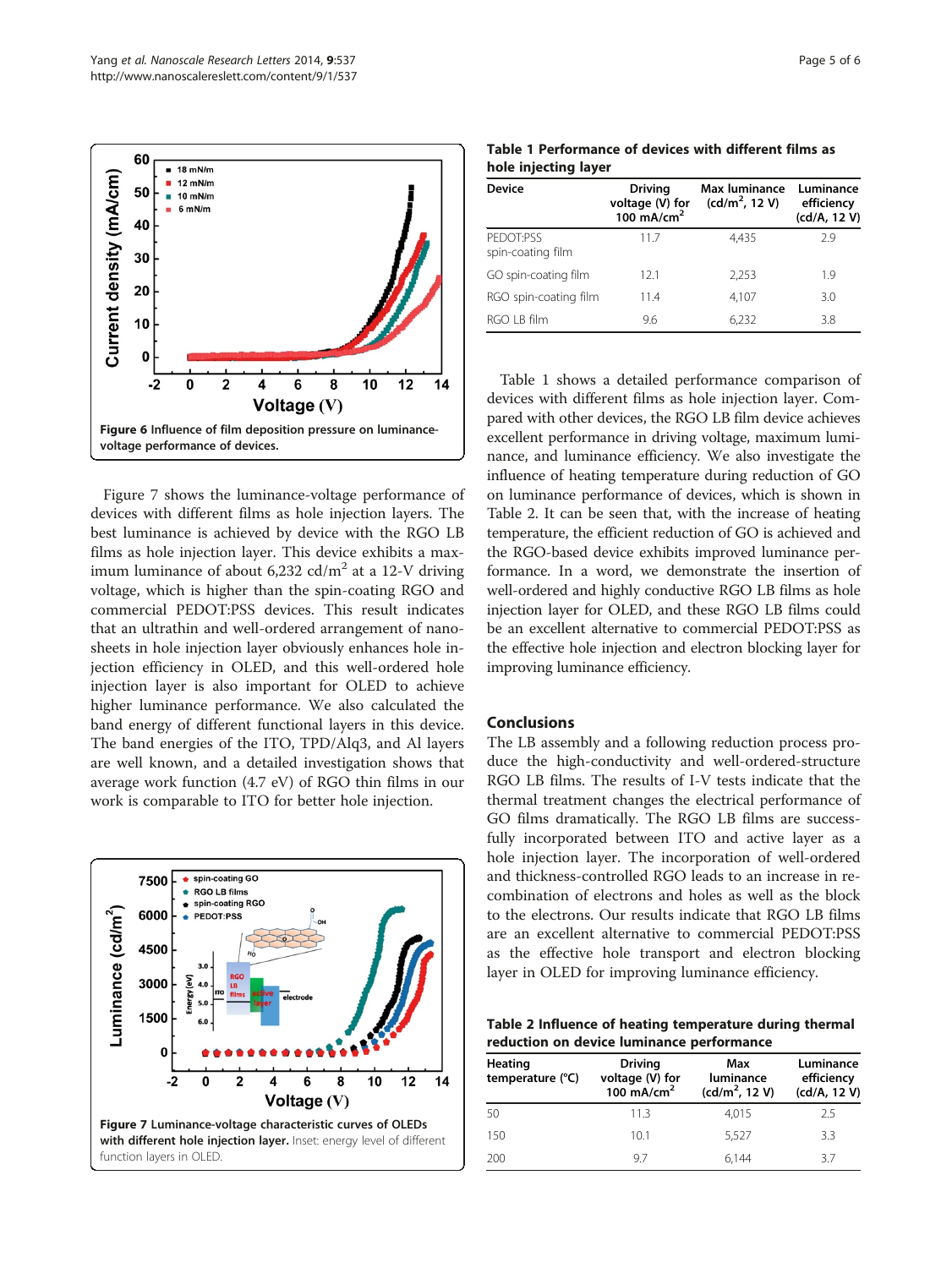Figure 6 Influence of film deposition pressure on luminance-voltage performance of devices.

Figure 7 shows the luminance-voltage performance of devices with different films as hole injection layers. The best luminance is achieved by device with the RGO LB films as hole injection layer. This device exhibits a maximum luminance of about 6,232 cd/m$^2$ at a 12-V driving voltage, which is higher than the spin-coating RGO and commercial PEDOT:PSS devices. This result indicates that an ultrathin and well-ordered arrangement of nanosheets in hole injection layer obviously enhances hole injection efficiency in OLED, and this well-ordered hole injection layer is also important for OLED to achieve higher luminance performance. We also calculated the band energy of different functional layers in this device. The band energies of the ITO, TPD/Alq3, and Al layers are well known, and a detailed investigation shows that average work function (4.7 eV) of RGO thin films in our work is comparable to ITO for better hole injection.

Figure 7 Luminance-voltage characteristic curves of OLEDs with different hole injection layer. Inset: energy level of different function layers in OLED.

**Table 1 Performance of devices with different films as hole injecting layer**

| Device | Driving voltage (V) for 100 mA/cm$^2$ | Max luminance (cd/m$^2$, 12 V) | Luminance efficiency (cd/A, 12 V) |
|---|---|---|---|
| PEDOT:PSS spin-coating film | 11.7 | 4,435 | 2.9 |
| GO spin-coating film | 12.1 | 2,253 | 1.9 |
| RGO spin-coating film | 11.4 | 4,107 | 3.0 |
| RGO LB film | 9.6 | 6,232 | 3.8 |

Table 1 shows a detailed performance comparison of devices with different films as hole injection layer. Compared with other devices, the RGO LB film device achieves excellent performance in driving voltage, maximum luminance, and luminance efficiency. We also investigate the influence of heating temperature during reduction of GO on luminance performance of devices, which is shown in Table 2. It can be seen that, with the increase of heating temperature, the efficient reduction of GO is achieved and the RGO-based device exhibits improved luminance performance. In a word, we demonstrate the insertion of well-ordered and highly conductive RGO LB films as hole injection layer for OLED, and these RGO LB films could be an excellent alternative to commercial PEDOT:PSS as the effective hole injection and electron blocking layer for improving luminance efficiency.

## Conclusions

The LB assembly and a following reduction process produce the high-conductivity and well-ordered-structure RGO LB films. The results of I-V tests indicate that the thermal treatment changes the electrical performance of GO films dramatically. The RGO LB films are successfully incorporated between ITO and active layer as a hole injection layer. The incorporation of well-ordered and thickness-controlled RGO leads to an increase in recombination of electrons and holes as well as the block to the electrons. Our results indicate that RGO LB films are an excellent alternative to commercial PEDOT:PSS as the effective hole transport and electron blocking layer in OLED for improving luminance efficiency.

**Table 2 Influence of heating temperature during thermal reduction on device luminance performance**

| Heating temperature (°C) | Driving voltage (V) for 100 mA/cm$^2$ | Max luminance (cd/m$^2$, 12 V) | Luminance efficiency (cd/A, 12 V) |
|---|---|---|---|
| 50 | 11.3 | 4,015 | 2.5 |
| 150 | 10.1 | 5,527 | 3.3 |
| 200 | 9.7 | 6,144 | 3.7 |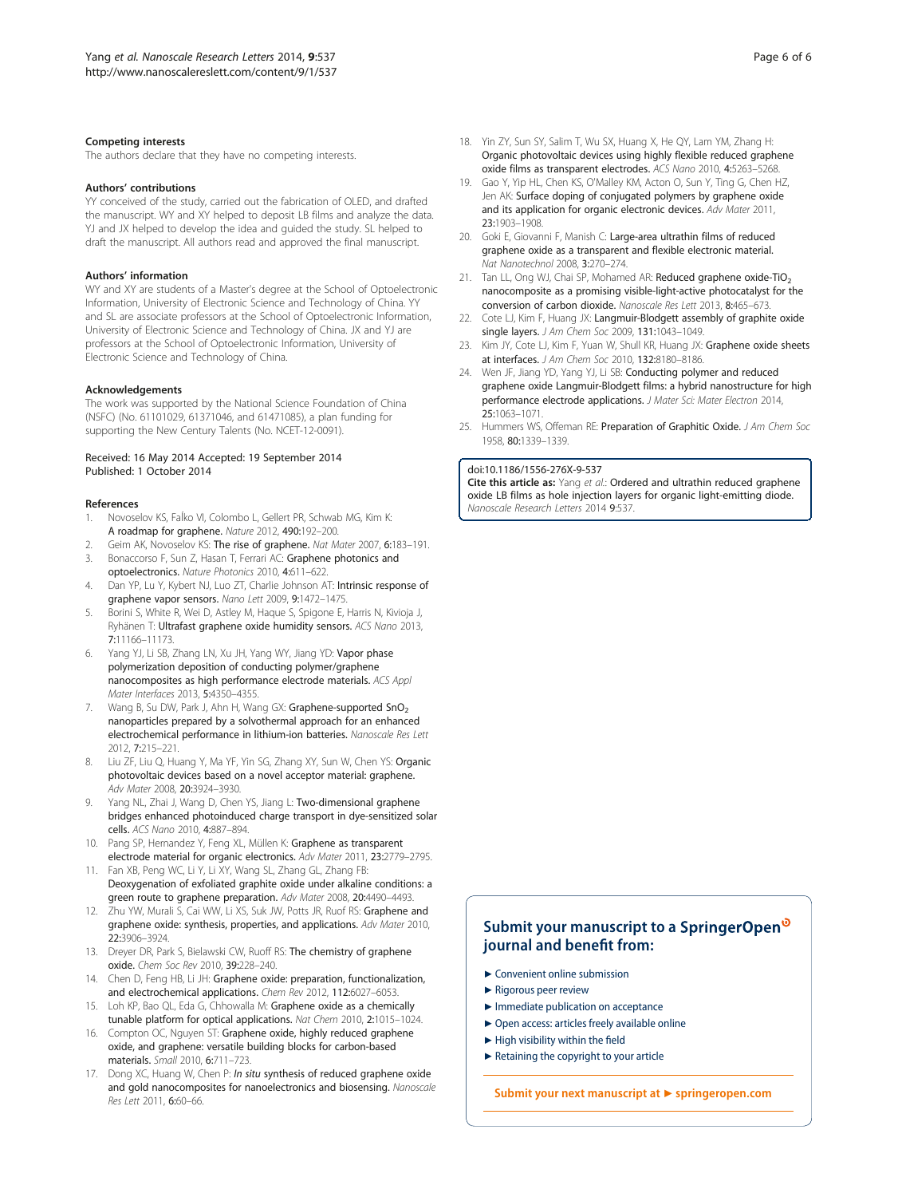### Competing interests

The authors declare that they have no competing interests.

### Authors' contributions

YY conceived of the study, carried out the fabrication of OLED, and drafted the manuscript. WY and XY helped to deposit LB films and analyze the data. YJ and JX helped to develop the idea and guided the study. SL helped to draft the manuscript. All authors read and approved the final manuscript.

### Authors' information

WY and XY are students of a Master's degree at the School of Optoelectronic Information, University of Electronic Science and Technology of China. YY and SL are associate professors at the School of Optoelectronic Information, University of Electronic Science and Technology of China. JX and YJ are professors at the School of Optoelectronic Information, University of Electronic Science and Technology of China.

### Acknowledgements

The work was supported by the National Science Foundation of China (NSFC) (No. 61101029, 61371046, and 61471085), a plan funding for supporting the New Century Talents (No. NCET-12-0091).

Received: 16 May 2014 Accepted: 19 September 2014
Published: 1 October 2014

### References

1. Novoselov KS, Falko VI, Colombo L, Gellert PR, Schwab MG, Kim K: **A roadmap for graphene.** *Nature* 2012, **490:**192–200.
2. Geim AK, Novoselov KS: **The rise of graphene.** *Nat Mater* 2007, **6:**183–191.
3. Bonaccorso F, Sun Z, Hasan T, Ferrari AC: **Graphene photonics and optoelectronics.** *Nature Photonics* 2010, **4:**611–622.
4. Dan YP, Lu Y, Kybert NJ, Luo ZT, Charlie Johnson AT: **Intrinsic response of graphene vapor sensors.** *Nano Lett* 2009, **9:**1472–1475.
5. Borini S, White R, Wei D, Astley M, Haque S, Spigone E, Harris N, Kivioja J, Ryhänen T: **Ultrafast graphene oxide humidity sensors.** *ACS Nano* 2013, **7:**11166–11173.
6. Yang YJ, Li SB, Zhang LN, Xu JH, Yang WY, Jiang YD: **Vapor phase polymerization deposition of conducting polymer/graphene nanocomposites as high performance electrode materials.** *ACS Appl Mater Interfaces* 2013, **5:**4350–4355.
7. Wang B, Su DW, Park J, Ahn H, Wang GX: **Graphene-supported $SnO_2$ nanoparticles prepared by a solvothermal approach for an enhanced electrochemical performance in lithium-ion batteries.** *Nanoscale Res Lett* 2012, **7:**215–221.
8. Liu ZF, Liu Q, Huang Y, Ma YF, Yin SG, Zhang XY, Sun W, Chen YS: **Organic photovoltaic devices based on a novel acceptor material: graphene.** *Adv Mater* 2008, **20:**3924–3930.
9. Yang NL, Zhai J, Wang D, Chen YS, Jiang L: **Two-dimensional graphene bridges enhanced photoinduced charge transport in dye-sensitized solar cells.** *ACS Nano* 2010, **4:**887–894.
10. Pang SP, Hernandez Y, Feng XL, Müllen K: **Graphene as transparent electrode material for organic electronics.** *Adv Mater* 2011, **23:**2779–2795.
11. Fan XB, Peng WC, Li Y, Li XY, Wang SL, Zhang GL, Zhang FB: **Deoxygenation of exfoliated graphite oxide under alkaline conditions: a green route to graphene preparation.** *Adv Mater* 2008, **20:**4490–4493.
12. Zhu YW, Murali S, Cai WW, Li XS, Suk JW, Potts JR, Ruof RS: **Graphene and graphene oxide: synthesis, properties, and applications.** *Adv Mater* 2010, **22:**3906–3924.
13. Dreyer DR, Park S, Bielawski CW, Ruoff RS: **The chemistry of graphene oxide.** *Chem Soc Rev* 2010, **39:**228–240.
14. Chen D, Feng HB, Li JH: **Graphene oxide: preparation, functionalization, and electrochemical applications.** *Chem Rev* 2012, **112:**6027–6053.
15. Loh KP, Bao QL, Eda G, Chhowalla M: **Graphene oxide as a chemically tunable platform for optical applications.** *Nat Chem* 2010, **2:**1015–1024.
16. Compton OC, Nguyen ST: **Graphene oxide, highly reduced graphene oxide, and graphene: versatile building blocks for carbon-based materials.** *Small* 2010, **6:**711–723.
17. Dong XC, Huang W, Chen P: ***In situ*** **synthesis of reduced graphene oxide and gold nanocomposites for nanoelectronics and biosensing.** *Nanoscale Res Lett* 2011, **6:**60–66.
18. Yin ZY, Sun SY, Salim T, Wu SX, Huang X, He QY, Lam YM, Zhang H: **Organic photovoltaic devices using highly flexible reduced graphene oxide films as transparent electrodes.** *ACS Nano* 2010, **4:**5263–5268.
19. Gao Y, Yip HL, Chen KS, O'Malley KM, Acton O, Sun Y, Ting G, Chen HZ, Jen AK: **Surface doping of conjugated polymers by graphene oxide and its application for organic electronic devices.** *Adv Mater* 2011, **23:**1903–1908.
20. Goki E, Giovanni F, Manish C: **Large-area ultrathin films of reduced graphene oxide as a transparent and flexible electronic material.** *Nat Nanotechnol* 2008, **3:**270–274.
21. Tan LL, Ong WJ, Chai SP, Mohamed AR: **Reduced graphene oxide-$TiO_2$ nanocomposite as a promising visible-light-active photocatalyst for the conversion of carbon dioxide.** *Nanoscale Res Lett* 2013, **8:**465–673.
22. Cote LJ, Kim F, Huang JX: **Langmuir-Blodgett assembly of graphite oxide single layers.** *J Am Chem Soc* 2009, **131:**1043–1049.
23. Kim JY, Cote LJ, Kim F, Yuan W, Shull KR, Huang JX: **Graphene oxide sheets at interfaces.** *J Am Chem Soc* 2010, **132:**8180–8186.
24. Wen JF, Jiang YD, Yang YJ, Li SB: **Conducting polymer and reduced graphene oxide Langmuir-Blodgett films: a hybrid nanostructure for high performance electrode applications.** *J Mater Sci: Mater Electron* 2014, **25:**1063–1071.
25. Hummers WS, Offeman RE: **Preparation of Graphitic Oxide.** *J Am Chem Soc* 1958, **80:**1339–1339.

doi:10.1186/1556-276X-9-537
**Cite this article as:** Yang *et al.*: Ordered and ultrathin reduced graphene oxide LB films as hole injection layers for organic light-emitting diode. *Nanoscale Research Letters* 2014 **9**:537.

**Submit your manuscript to a SpringerOpen journal and benefit from:**

- ► Convenient online submission
- ► Rigorous peer review
- ► Immediate publication on acceptance
- ► Open access: articles freely available online
- ► High visibility within the field
- ► Retaining the copyright to your article

**Submit your next manuscript at ► springeropen.com**